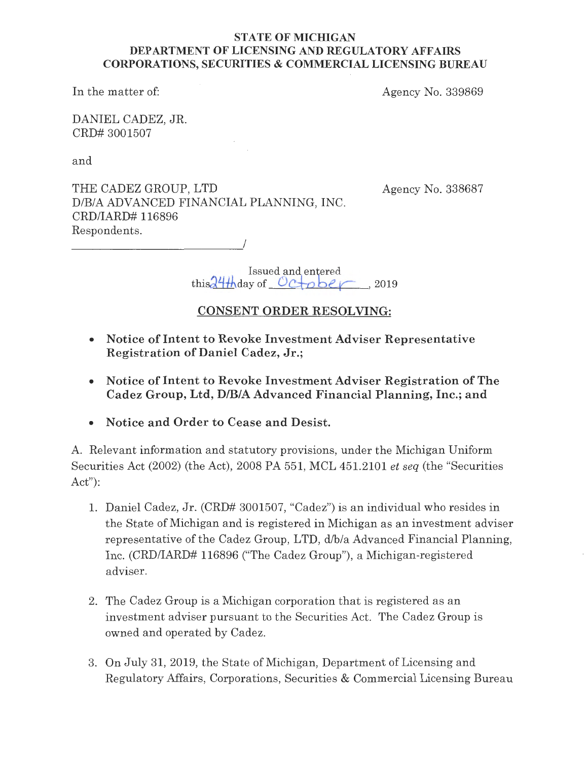**STATE OF MICHIGAN**
**DEPARTMENT OF LICENSING AND REGULATORY AFFAIRS**
**CORPORATIONS, SECURITIES & COMMERCIAL LICENSING BUREAU**

In the matter of: Agency No. 339869

DANIEL CADEZ, JR.
CRD# 3001507

and

THE CADEZ GROUP, LTD Agency No. 338687
D/B/A ADVANCED FINANCIAL PLANNING, INC.
CRD/IARD# 116896
Respondents.
______________________________/

Issued and entered
this 24th day of October, 2019

## CONSENT ORDER RESOLVING:

- **Notice of Intent to Revoke Investment Adviser Representative Registration of Daniel Cadez, Jr.;**
- **Notice of Intent to Revoke Investment Adviser Registration of The Cadez Group, Ltd, D/B/A Advanced Financial Planning, Inc.; and**
- **Notice and Order to Cease and Desist.**

A. Relevant information and statutory provisions, under the Michigan Uniform Securities Act (2002) (the Act), 2008 PA 551, MCL 451.2101 *et seq* (the "Securities Act"):

1. Daniel Cadez, Jr. (CRD# 3001507, "Cadez") is an individual who resides in the State of Michigan and is registered in Michigan as an investment adviser representative of the Cadez Group, LTD, d/b/a Advanced Financial Planning, Inc. (CRD/IARD# 116896 ("The Cadez Group"), a Michigan-registered adviser.

2. The Cadez Group is a Michigan corporation that is registered as an investment adviser pursuant to the Securities Act. The Cadez Group is owned and operated by Cadez.

3. On July 31, 2019, the State of Michigan, Department of Licensing and Regulatory Affairs, Corporations, Securities & Commercial Licensing Bureau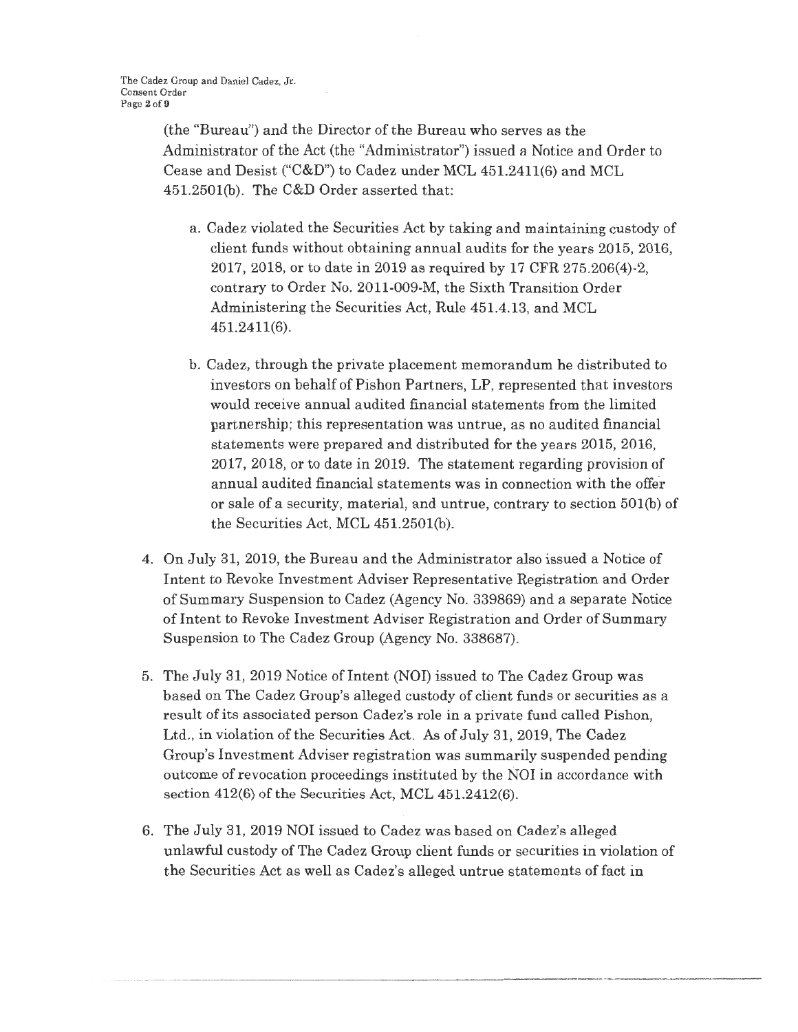(the "Bureau") and the Director of the Bureau who serves as the Administrator of the Act (the "Administrator") issued a Notice and Order to Cease and Desist ("C&D") to Cadez under MCL 451.2411(6) and MCL 451.2501(b). The C&D Order asserted that:

a. Cadez violated the Securities Act by taking and maintaining custody of client funds without obtaining annual audits for the years 2015, 2016, 2017, 2018, or to date in 2019 as required by 17 CFR 275.206(4)-2, contrary to Order No. 2011-009-M, the Sixth Transition Order Administering the Securities Act, Rule 451.4.13, and MCL 451.2411(6).

b. Cadez, through the private placement memorandum he distributed to investors on behalf of Pishon Partners, LP, represented that investors would receive annual audited financial statements from the limited partnership; this representation was untrue, as no audited financial statements were prepared and distributed for the years 2015, 2016, 2017, 2018, or to date in 2019. The statement regarding provision of annual audited financial statements was in connection with the offer or sale of a security, material, and untrue, contrary to section 501(b) of the Securities Act, MCL 451.2501(b).

4. On July 31, 2019, the Bureau and the Administrator also issued a Notice of Intent to Revoke Investment Adviser Representative Registration and Order of Summary Suspension to Cadez (Agency No. 339869) and a separate Notice of Intent to Revoke Investment Adviser Registration and Order of Summary Suspension to The Cadez Group (Agency No. 338687).

5. The July 31, 2019 Notice of Intent (NOI) issued to The Cadez Group was based on The Cadez Group's alleged custody of client funds or securities as a result of its associated person Cadez's role in a private fund called Pishon, Ltd., in violation of the Securities Act. As of July 31, 2019, The Cadez Group's Investment Adviser registration was summarily suspended pending outcome of revocation proceedings instituted by the NOI in accordance with section 412(6) of the Securities Act, MCL 451.2412(6).

6. The July 31, 2019 NOI issued to Cadez was based on Cadez's alleged unlawful custody of The Cadez Group client funds or securities in violation of the Securities Act as well as Cadez's alleged untrue statements of fact in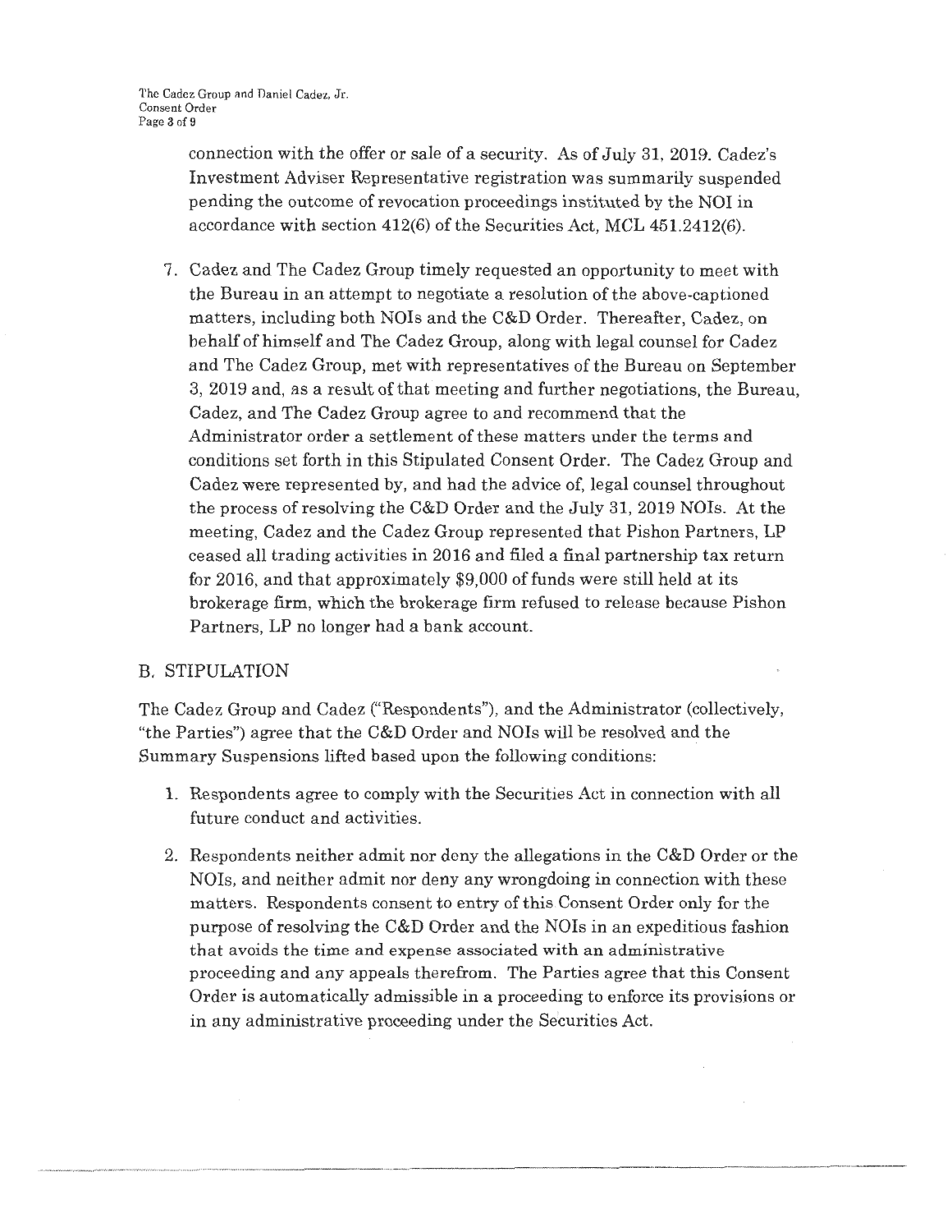connection with the offer or sale of a security. As of July 31, 2019. Cadez's Investment Adviser Representative registration was summarily suspended pending the outcome of revocation proceedings instituted by the NOI in accordance with section 412(6) of the Securities Act, MCL 451.2412(6).

7. Cadez and The Cadez Group timely requested an opportunity to meet with the Bureau in an attempt to negotiate a resolution of the above-captioned matters, including both NOIs and the C&D Order. Thereafter, Cadez, on behalf of himself and The Cadez Group, along with legal counsel for Cadez and The Cadez Group, met with representatives of the Bureau on September 3, 2019 and, as a result of that meeting and further negotiations, the Bureau, Cadez, and The Cadez Group agree to and recommend that the Administrator order a settlement of these matters under the terms and conditions set forth in this Stipulated Consent Order. The Cadez Group and Cadez were represented by, and had the advice of, legal counsel throughout the process of resolving the C&D Order and the July 31, 2019 NOIs. At the meeting, Cadez and the Cadez Group represented that Pishon Partners, LP ceased all trading activities in 2016 and filed a final partnership tax return for 2016, and that approximately $9,000 of funds were still held at its brokerage firm, which the brokerage firm refused to release because Pishon Partners, LP no longer had a bank account.

## B. STIPULATION

The Cadez Group and Cadez ("Respondents"), and the Administrator (collectively, "the Parties") agree that the C&D Order and NOIs will be resolved and the Summary Suspensions lifted based upon the following conditions:

1. Respondents agree to comply with the Securities Act in connection with all future conduct and activities.

2. Respondents neither admit nor deny the allegations in the C&D Order or the NOIs, and neither admit nor deny any wrongdoing in connection with these matters. Respondents consent to entry of this Consent Order only for the purpose of resolving the C&D Order and the NOIs in an expeditious fashion that avoids the time and expense associated with an administrative proceeding and any appeals therefrom. The Parties agree that this Consent Order is automatically admissible in a proceeding to enforce its provisions or in any administrative proceeding under the Securities Act.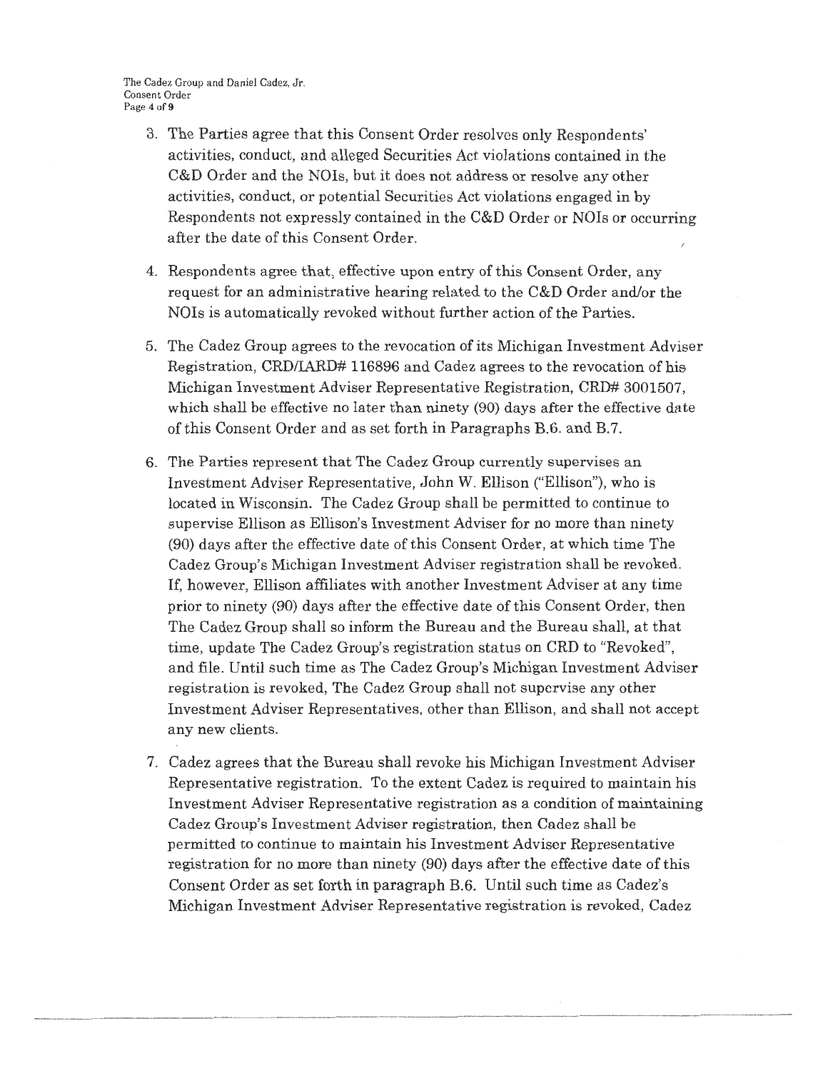3. The Parties agree that this Consent Order resolves only Respondents' activities, conduct, and alleged Securities Act violations contained in the C&D Order and the NOIs, but it does not address or resolve any other activities, conduct, or potential Securities Act violations engaged in by Respondents not expressly contained in the C&D Order or NOIs or occurring after the date of this Consent Order.

4. Respondents agree that, effective upon entry of this Consent Order, any request for an administrative hearing related to the C&D Order and/or the NOIs is automatically revoked without further action of the Parties.

5. The Cadez Group agrees to the revocation of its Michigan Investment Adviser Registration, CRD/IARD# 116896 and Cadez agrees to the revocation of his Michigan Investment Adviser Representative Registration, CRD# 3001507, which shall be effective no later than ninety (90) days after the effective date of this Consent Order and as set forth in Paragraphs B.6. and B.7.

6. The Parties represent that The Cadez Group currently supervises an Investment Adviser Representative, John W. Ellison ("Ellison"), who is located in Wisconsin. The Cadez Group shall be permitted to continue to supervise Ellison as Ellison's Investment Adviser for no more than ninety (90) days after the effective date of this Consent Order, at which time The Cadez Group's Michigan Investment Adviser registration shall be revoked. If, however, Ellison affiliates with another Investment Adviser at any time prior to ninety (90) days after the effective date of this Consent Order, then The Cadez Group shall so inform the Bureau and the Bureau shall, at that time, update The Cadez Group's registration status on CRD to "Revoked", and file. Until such time as The Cadez Group's Michigan Investment Adviser registration is revoked, The Cadez Group shall not supervise any other Investment Adviser Representatives, other than Ellison, and shall not accept any new clients.

7. Cadez agrees that the Bureau shall revoke his Michigan Investment Adviser Representative registration. To the extent Cadez is required to maintain his Investment Adviser Representative registration as a condition of maintaining Cadez Group's Investment Adviser registration, then Cadez shall be permitted to continue to maintain his Investment Adviser Representative registration for no more than ninety (90) days after the effective date of this Consent Order as set forth in paragraph B.6. Until such time as Cadez's Michigan Investment Adviser Representative registration is revoked, Cadez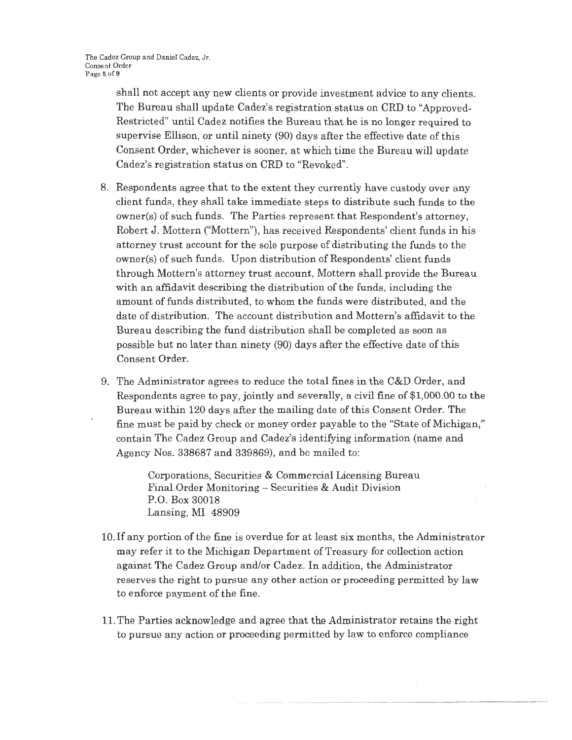shall not accept any new clients or provide investment advice to any clients. The Bureau shall update Cadez's registration status on CRD to "Approved-Restricted" until Cadez notifies the Bureau that he is no longer required to supervise Ellison, or until ninety (90) days after the effective date of this Consent Order, whichever is sooner, at which time the Bureau will update Cadez's registration status on CRD to "Revoked".

8. Respondents agree that to the extent they currently have custody over any client funds, they shall take immediate steps to distribute such funds to the owner(s) of such funds. The Parties represent that Respondent's attorney, Robert J. Mottern ("Mottern"), has received Respondents' client funds in his attorney trust account for the sole purpose of distributing the funds to the owner(s) of such funds. Upon distribution of Respondents' client funds through Mottern's attorney trust account, Mottern shall provide the Bureau with an affidavit describing the distribution of the funds, including the amount of funds distributed, to whom the funds were distributed, and the date of distribution. The account distribution and Mottern's affidavit to the Bureau describing the fund distribution shall be completed as soon as possible but no later than ninety (90) days after the effective date of this Consent Order.

9. The Administrator agrees to reduce the total fines in the C&D Order, and Respondents agree to pay, jointly and severally, a civil fine of $1,000.00 to the Bureau within 120 days after the mailing date of this Consent Order. The fine must be paid by check or money order payable to the "State of Michigan," contain The Cadez Group and Cadez's identifying information (name and Agency Nos. 338687 and 339869), and be mailed to:

   Corporations, Securities & Commercial Licensing Bureau
   Final Order Monitoring – Securities & Audit Division
   P.O. Box 30018
   Lansing, MI 48909

10. If any portion of the fine is overdue for at least six months, the Administrator may refer it to the Michigan Department of Treasury for collection action against The Cadez Group and/or Cadez. In addition, the Administrator reserves the right to pursue any other action or proceeding permitted by law to enforce payment of the fine.

11. The Parties acknowledge and agree that the Administrator retains the right to pursue any action or proceeding permitted by law to enforce compliance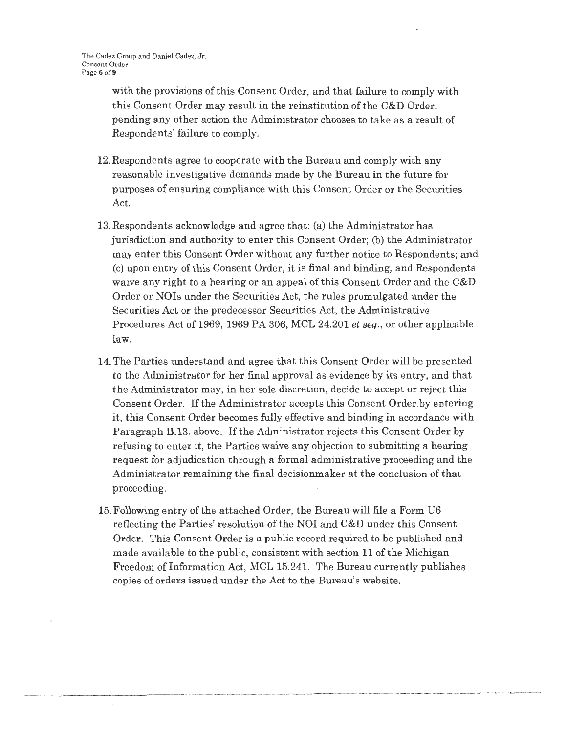with the provisions of this Consent Order, and that failure to comply with this Consent Order may result in the reinstitution of the C&D Order, pending any other action the Administrator chooses to take as a result of Respondents' failure to comply.

12. Respondents agree to cooperate with the Bureau and comply with any reasonable investigative demands made by the Bureau in the future for purposes of ensuring compliance with this Consent Order or the Securities Act.

13. Respondents acknowledge and agree that: (a) the Administrator has jurisdiction and authority to enter this Consent Order; (b) the Administrator may enter this Consent Order without any further notice to Respondents; and (c) upon entry of this Consent Order, it is final and binding, and Respondents waive any right to a hearing or an appeal of this Consent Order and the C&D Order or NOIs under the Securities Act, the rules promulgated under the Securities Act or the predecessor Securities Act, the Administrative Procedures Act of 1969, 1969 PA 306, MCL 24.201 *et seq.*, or other applicable law.

14. The Parties understand and agree that this Consent Order will be presented to the Administrator for her final approval as evidence by its entry, and that the Administrator may, in her sole discretion, decide to accept or reject this Consent Order. If the Administrator accepts this Consent Order by entering it, this Consent Order becomes fully effective and binding in accordance with Paragraph B.13. above. If the Administrator rejects this Consent Order by refusing to enter it, the Parties waive any objection to submitting a hearing request for adjudication through a formal administrative proceeding and the Administrator remaining the final decisionmaker at the conclusion of that proceeding.

15. Following entry of the attached Order, the Bureau will file a Form U6 reflecting the Parties' resolution of the NOI and C&D under this Consent Order. This Consent Order is a public record required to be published and made available to the public, consistent with section 11 of the Michigan Freedom of Information Act, MCL 15.241. The Bureau currently publishes copies of orders issued under the Act to the Bureau's website.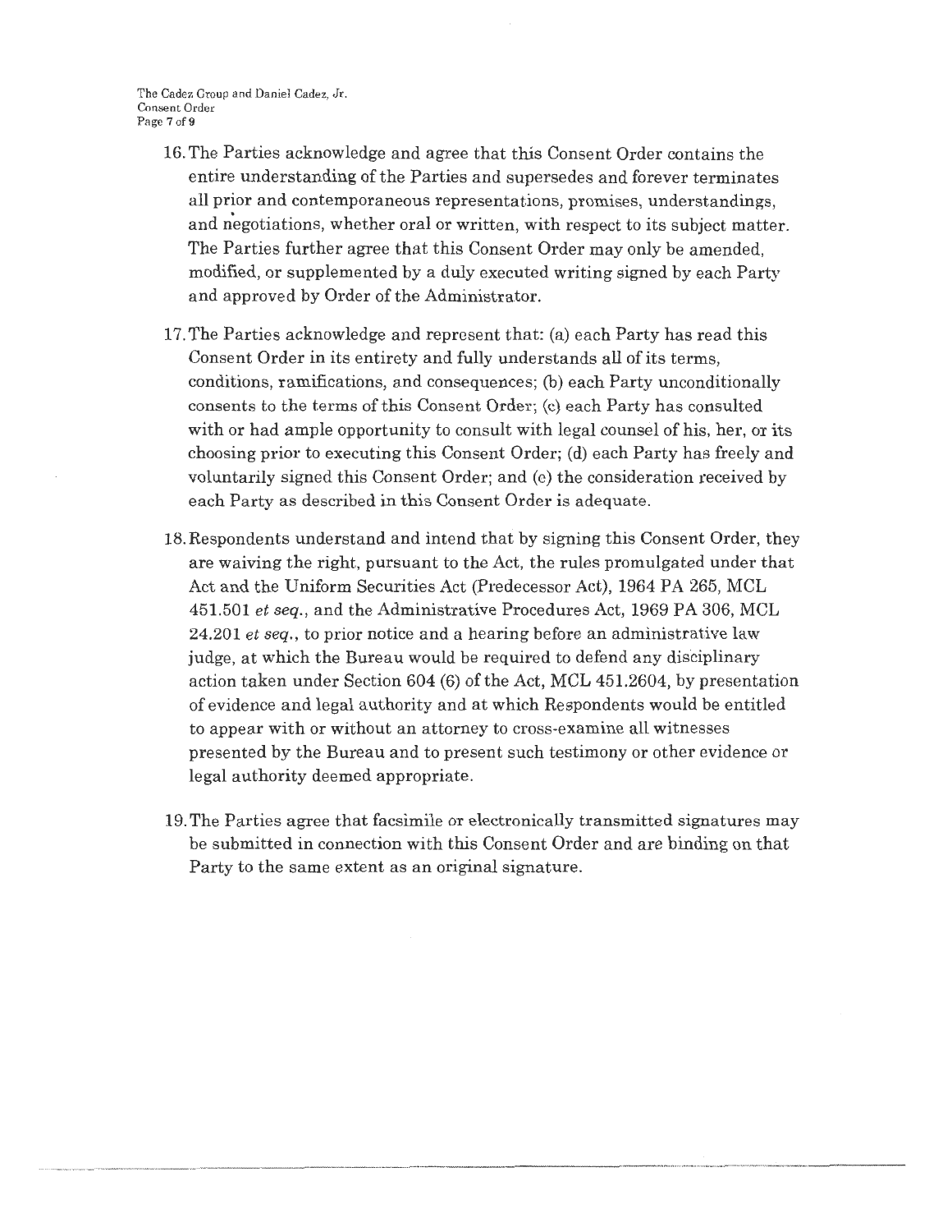16. The Parties acknowledge and agree that this Consent Order contains the entire understanding of the Parties and supersedes and forever terminates all prior and contemporaneous representations, promises, understandings, and negotiations, whether oral or written, with respect to its subject matter. The Parties further agree that this Consent Order may only be amended, modified, or supplemented by a duly executed writing signed by each Party and approved by Order of the Administrator.

17. The Parties acknowledge and represent that: (a) each Party has read this Consent Order in its entirety and fully understands all of its terms, conditions, ramifications, and consequences; (b) each Party unconditionally consents to the terms of this Consent Order; (c) each Party has consulted with or had ample opportunity to consult with legal counsel of his, her, or its choosing prior to executing this Consent Order; (d) each Party has freely and voluntarily signed this Consent Order; and (e) the consideration received by each Party as described in this Consent Order is adequate.

18. Respondents understand and intend that by signing this Consent Order, they are waiving the right, pursuant to the Act, the rules promulgated under that Act and the Uniform Securities Act (Predecessor Act), 1964 PA 265, MCL 451.501 *et seq.*, and the Administrative Procedures Act, 1969 PA 306, MCL 24.201 *et seq.*, to prior notice and a hearing before an administrative law judge, at which the Bureau would be required to defend any disciplinary action taken under Section 604 (6) of the Act, MCL 451.2604, by presentation of evidence and legal authority and at which Respondents would be entitled to appear with or without an attorney to cross-examine all witnesses presented by the Bureau and to present such testimony or other evidence or legal authority deemed appropriate.

19. The Parties agree that facsimile or electronically transmitted signatures may be submitted in connection with this Consent Order and are binding on that Party to the same extent as an original signature.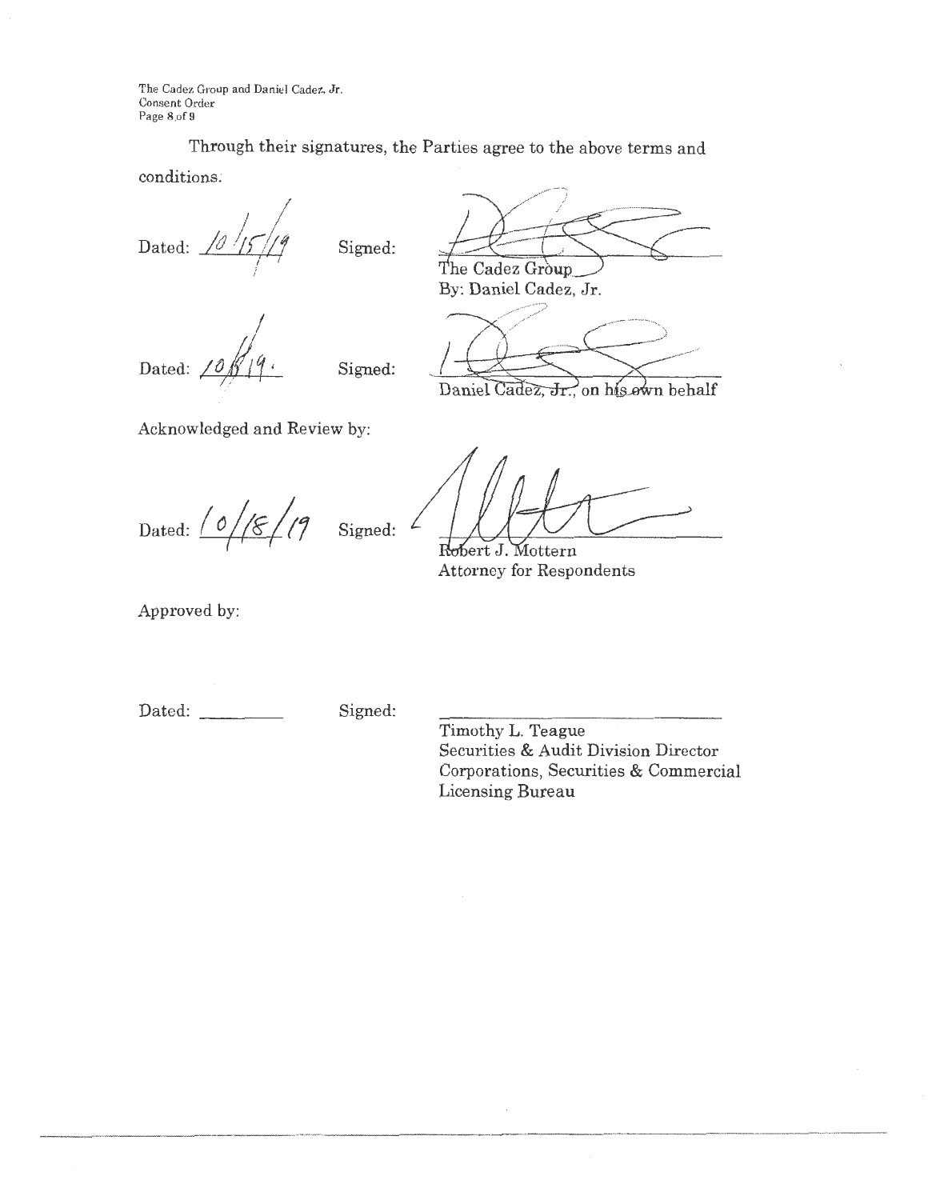Through their signatures, the Parties agree to the above terms and conditions.

Dated: 10/15/19 Signed: ______________________
The Cadez Group
By: Daniel Cadez, Jr.

Dated: 10/8/19. Signed: ______________________
Daniel Cadez, Jr., on his own behalf

Acknowledged and Review by:

Dated: 10/18/19 Signed: ______________________
Robert J. Mottern
Attorney for Respondents

Approved by:

Dated: _________ Signed: ______________________
Timothy L. Teague
Securities & Audit Division Director
Corporations, Securities & Commercial Licensing Bureau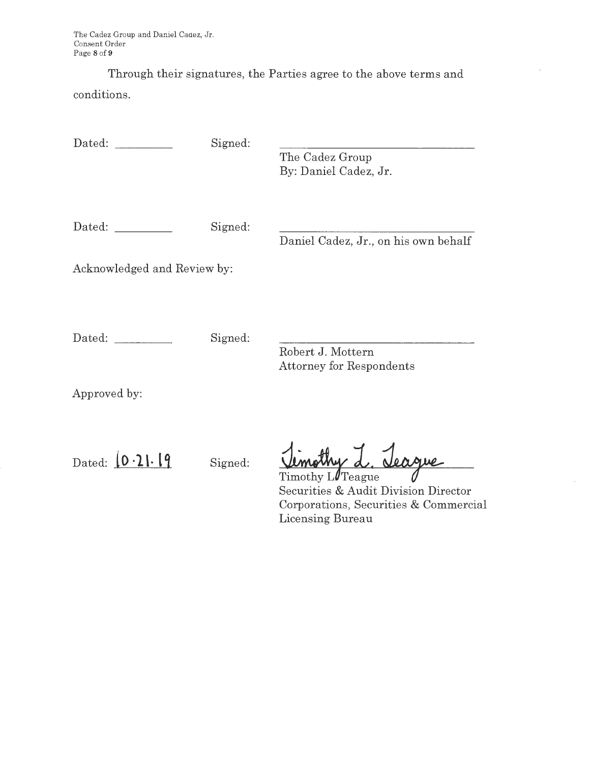Through their signatures, the Parties agree to the above terms and conditions.

Dated: __________ Signed: ______________________________
The Cadez Group
By: Daniel Cadez, Jr.

Dated: __________ Signed: ______________________________
Daniel Cadez, Jr., on his own behalf

Acknowledged and Review by:

Dated: __________ Signed: ______________________________
Robert J. Mottern
Attorney for Respondents

Approved by:

Dated: 10.21.19 Signed: Timothy L. Teague
Timothy L. Teague
Securities & Audit Division Director
Corporations, Securities & Commercial Licensing Bureau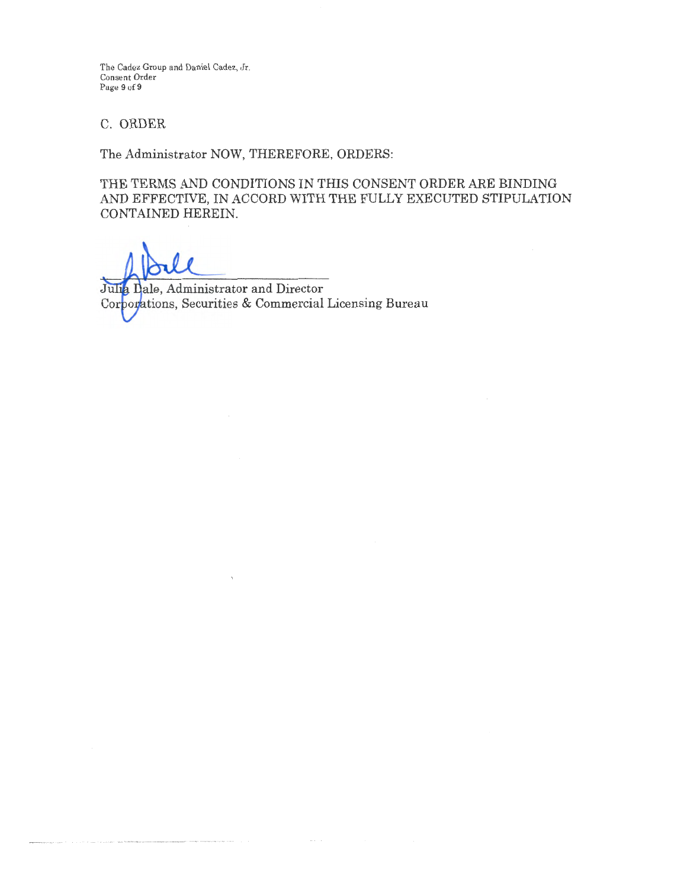## C. ORDER

The Administrator NOW, THEREFORE, ORDERS:

THE TERMS AND CONDITIONS IN THIS CONSENT ORDER ARE BINDING AND EFFECTIVE, IN ACCORD WITH THE FULLY EXECUTED STIPULATION CONTAINED HEREIN.

Julia Dale, Administrator and Director
Corporations, Securities & Commercial Licensing Bureau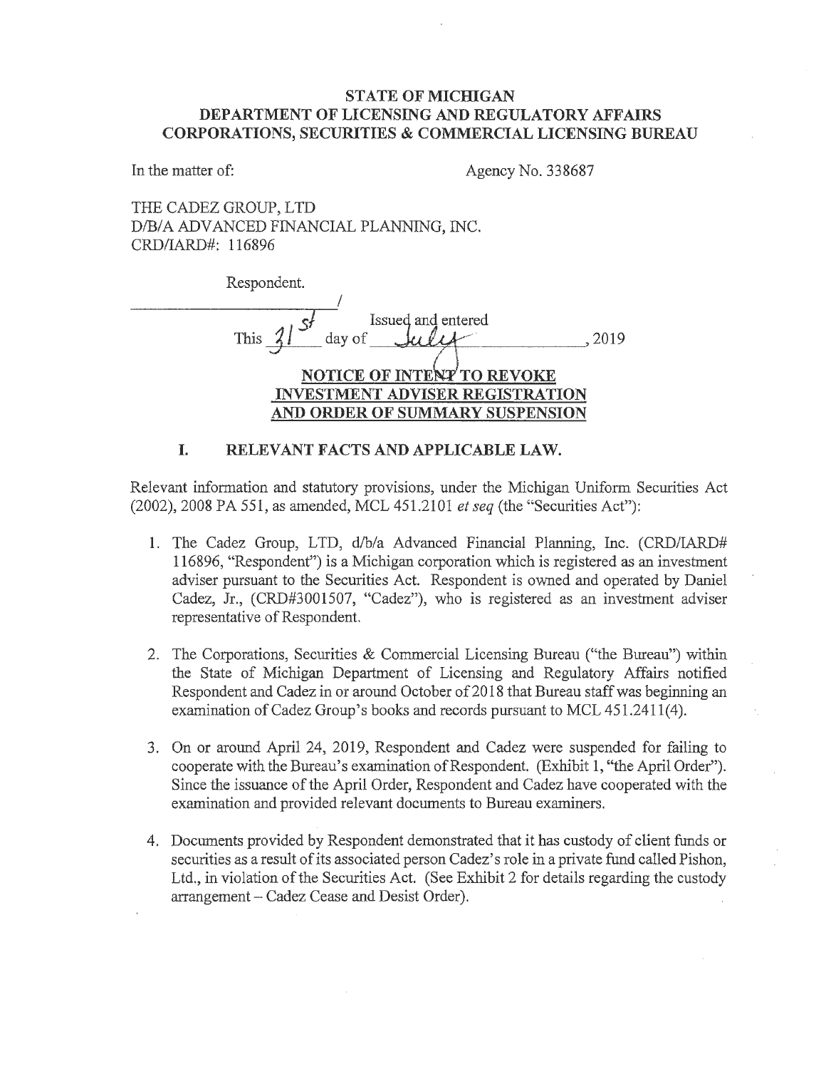**STATE OF MICHIGAN**
**DEPARTMENT OF LICENSING AND REGULATORY AFFAIRS**
**CORPORATIONS, SECURITIES & COMMERCIAL LICENSING BUREAU**

In the matter of: Agency No. 338687

THE CADEZ GROUP, LTD
D/B/A ADVANCED FINANCIAL PLANNING, INC.
CRD/IARD#: 116896

Respondent.
_______________________/

Issued and entered
This 31st day of July, 2019

**NOTICE OF INTENT TO REVOKE INVESTMENT ADVISER REGISTRATION AND ORDER OF SUMMARY SUSPENSION**

## I. RELEVANT FACTS AND APPLICABLE LAW.

Relevant information and statutory provisions, under the Michigan Uniform Securities Act (2002), 2008 PA 551, as amended, MCL 451.2101 *et seq* (the "Securities Act"):

1. The Cadez Group, LTD, d/b/a Advanced Financial Planning, Inc. (CRD/IARD# 116896, "Respondent") is a Michigan corporation which is registered as an investment adviser pursuant to the Securities Act. Respondent is owned and operated by Daniel Cadez, Jr., (CRD#3001507, "Cadez"), who is registered as an investment adviser representative of Respondent.

2. The Corporations, Securities & Commercial Licensing Bureau ("the Bureau") within the State of Michigan Department of Licensing and Regulatory Affairs notified Respondent and Cadez in or around October of 2018 that Bureau staff was beginning an examination of Cadez Group's books and records pursuant to MCL 451.2411(4).

3. On or around April 24, 2019, Respondent and Cadez were suspended for failing to cooperate with the Bureau's examination of Respondent. (Exhibit 1, "the April Order"). Since the issuance of the April Order, Respondent and Cadez have cooperated with the examination and provided relevant documents to Bureau examiners.

4. Documents provided by Respondent demonstrated that it has custody of client funds or securities as a result of its associated person Cadez's role in a private fund called Pishon, Ltd., in violation of the Securities Act. (See Exhibit 2 for details regarding the custody arrangement – Cadez Cease and Desist Order).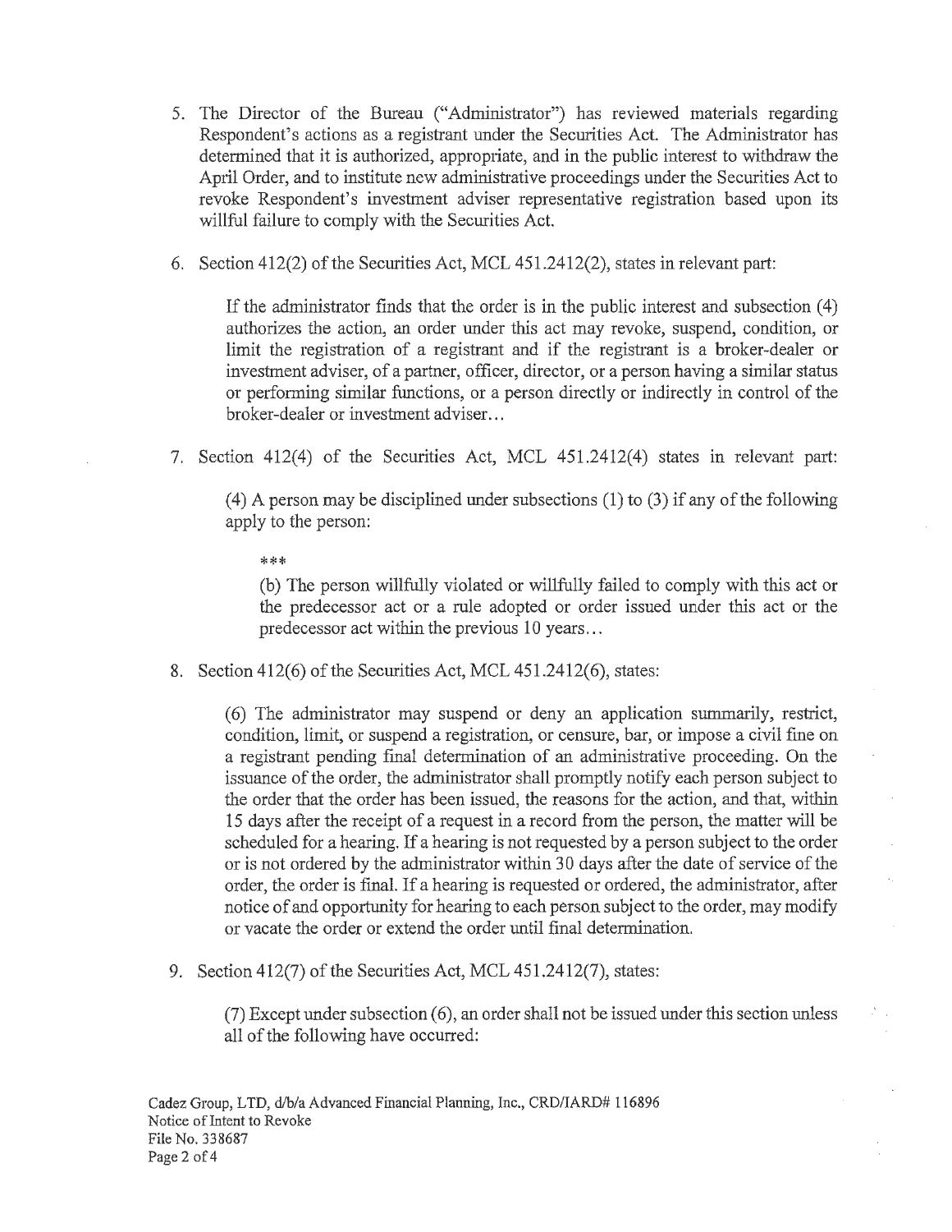5. The Director of the Bureau ("Administrator") has reviewed materials regarding Respondent's actions as a registrant under the Securities Act. The Administrator has determined that it is authorized, appropriate, and in the public interest to withdraw the April Order, and to institute new administrative proceedings under the Securities Act to revoke Respondent's investment adviser representative registration based upon its willful failure to comply with the Securities Act.

6. Section 412(2) of the Securities Act, MCL 451.2412(2), states in relevant part:

   > If the administrator finds that the order is in the public interest and subsection (4) authorizes the action, an order under this act may revoke, suspend, condition, or limit the registration of a registrant and if the registrant is a broker-dealer or investment adviser, of a partner, officer, director, or a person having a similar status or performing similar functions, or a person directly or indirectly in control of the broker-dealer or investment adviser...

7. Section 412(4) of the Securities Act, MCL 451.2412(4) states in relevant part:

   > (4) A person may be disciplined under subsections (1) to (3) if any of the following apply to the person:
   >
   > ***
   >
   > (b) The person willfully violated or willfully failed to comply with this act or the predecessor act or a rule adopted or order issued under this act or the predecessor act within the previous 10 years...

8. Section 412(6) of the Securities Act, MCL 451.2412(6), states:

   > (6) The administrator may suspend or deny an application summarily, restrict, condition, limit, or suspend a registration, or censure, bar, or impose a civil fine on a registrant pending final determination of an administrative proceeding. On the issuance of the order, the administrator shall promptly notify each person subject to the order that the order has been issued, the reasons for the action, and that, within 15 days after the receipt of a request in a record from the person, the matter will be scheduled for a hearing. If a hearing is not requested by a person subject to the order or is not ordered by the administrator within 30 days after the date of service of the order, the order is final. If a hearing is requested or ordered, the administrator, after notice of and opportunity for hearing to each person subject to the order, may modify or vacate the order or extend the order until final determination.

9. Section 412(7) of the Securities Act, MCL 451.2412(7), states:

   > (7) Except under subsection (6), an order shall not be issued under this section unless all of the following have occurred:

Cadez Group, LTD, d/b/a Advanced Financial Planning, Inc., CRD/IARD# 116896
Notice of Intent to Revoke
File No. 338687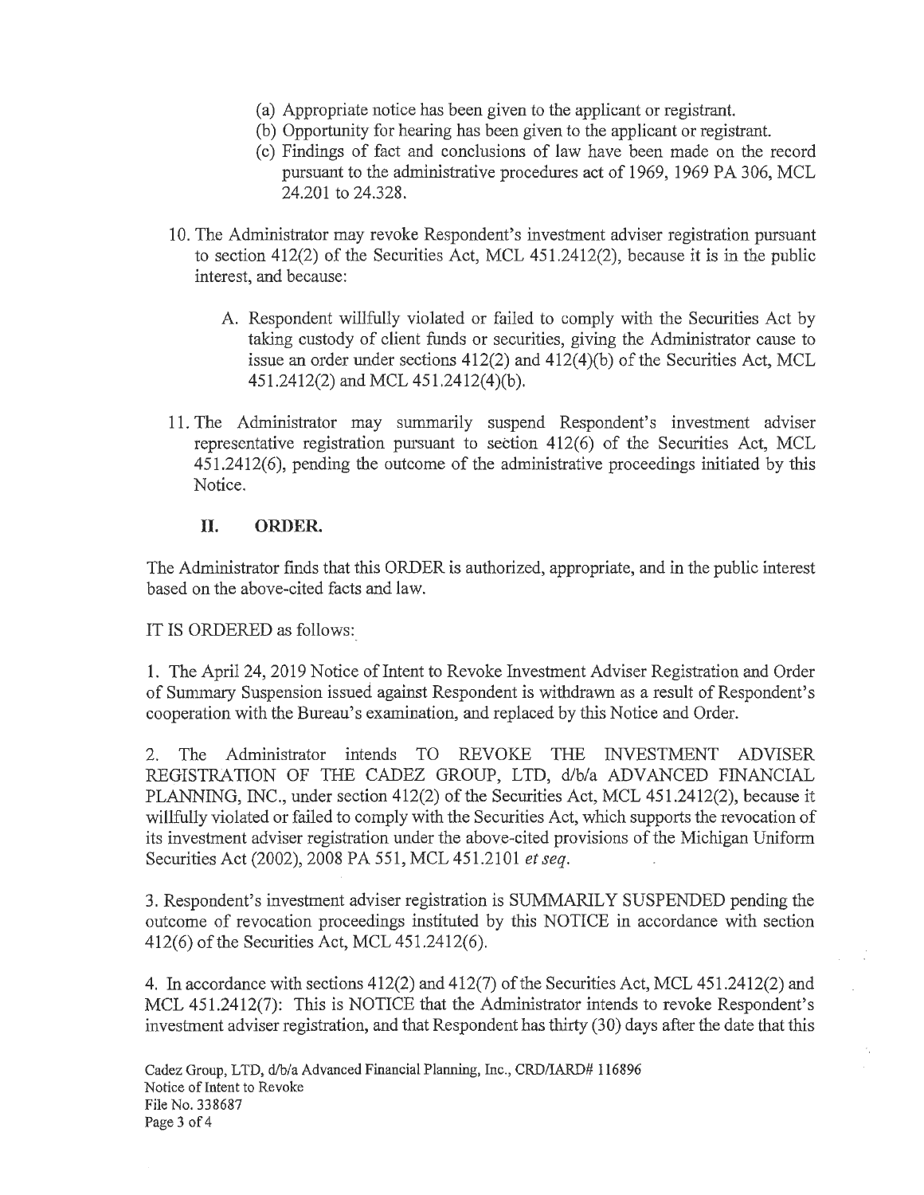(a) Appropriate notice has been given to the applicant or registrant.

(b) Opportunity for hearing has been given to the applicant or registrant.

(c) Findings of fact and conclusions of law have been made on the record pursuant to the administrative procedures act of 1969, 1969 PA 306, MCL 24.201 to 24.328.

10. The Administrator may revoke Respondent's investment adviser registration pursuant to section 412(2) of the Securities Act, MCL 451.2412(2), because it is in the public interest, and because:

    A. Respondent willfully violated or failed to comply with the Securities Act by taking custody of client funds or securities, giving the Administrator cause to issue an order under sections 412(2) and 412(4)(b) of the Securities Act, MCL 451.2412(2) and MCL 451.2412(4)(b).

11. The Administrator may summarily suspend Respondent's investment adviser representative registration pursuant to section 412(6) of the Securities Act, MCL 451.2412(6), pending the outcome of the administrative proceedings initiated by this Notice.

## II. ORDER.

The Administrator finds that this ORDER is authorized, appropriate, and in the public interest based on the above-cited facts and law.

IT IS ORDERED as follows:

1. The April 24, 2019 Notice of Intent to Revoke Investment Adviser Registration and Order of Summary Suspension issued against Respondent is withdrawn as a result of Respondent's cooperation with the Bureau's examination, and replaced by this Notice and Order.

2. The Administrator intends TO REVOKE THE INVESTMENT ADVISER REGISTRATION OF THE CADEZ GROUP, LTD, d/b/a ADVANCED FINANCIAL PLANNING, INC., under section 412(2) of the Securities Act, MCL 451.2412(2), because it willfully violated or failed to comply with the Securities Act, which supports the revocation of its investment adviser registration under the above-cited provisions of the Michigan Uniform Securities Act (2002), 2008 PA 551, MCL 451.2101 *et seq.*

3. Respondent's investment adviser registration is SUMMARILY SUSPENDED pending the outcome of revocation proceedings instituted by this NOTICE in accordance with section 412(6) of the Securities Act, MCL 451.2412(6).

4. In accordance with sections 412(2) and 412(7) of the Securities Act, MCL 451.2412(2) and MCL 451.2412(7): This is NOTICE that the Administrator intends to revoke Respondent's investment adviser registration, and that Respondent has thirty (30) days after the date that this

Cadez Group, LTD, d/b/a Advanced Financial Planning, Inc., CRD/IARD# 116896
Notice of Intent to Revoke
File No. 338687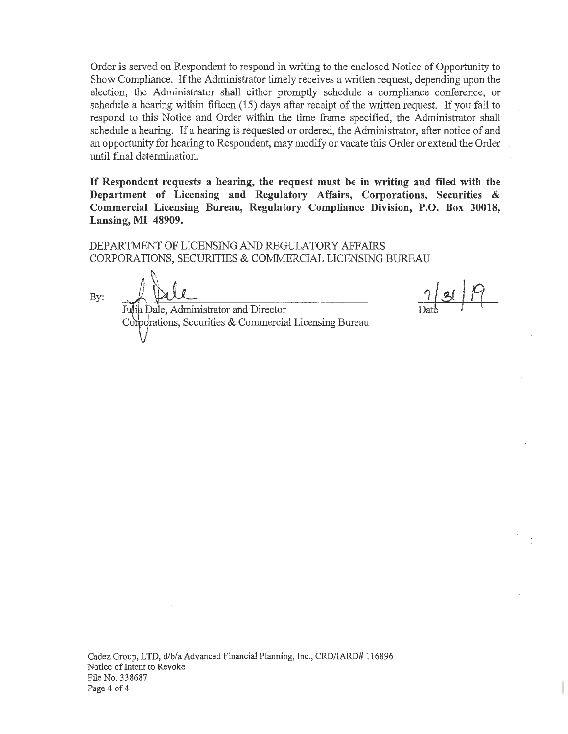Order is served on Respondent to respond in writing to the enclosed Notice of Opportunity to Show Compliance. If the Administrator timely receives a written request, depending upon the election, the Administrator shall either promptly schedule a compliance conference, or schedule a hearing within fifteen (15) days after receipt of the written request. If you fail to respond to this Notice and Order within the time frame specified, the Administrator shall schedule a hearing. If a hearing is requested or ordered, the Administrator, after notice of and an opportunity for hearing to Respondent, may modify or vacate this Order or extend the Order until final determination.

**If Respondent requests a hearing, the request must be in writing and filed with the Department of Licensing and Regulatory Affairs, Corporations, Securities & Commercial Licensing Bureau, Regulatory Compliance Division, P.O. Box 30018, Lansing, MI 48909.**

DEPARTMENT OF LICENSING AND REGULATORY AFFAIRS
CORPORATIONS, SECURITIES & COMMERCIAL LICENSING BUREAU

By: ______________________________ 7/31/19

Julia Dale, Administrator and Director
Corporations, Securities & Commercial Licensing Bureau

Date

Cadez Group, LTD, d/b/a Advanced Financial Planning, Inc., CRD/IARD# 116896
Notice of Intent to Revoke
File No. 338687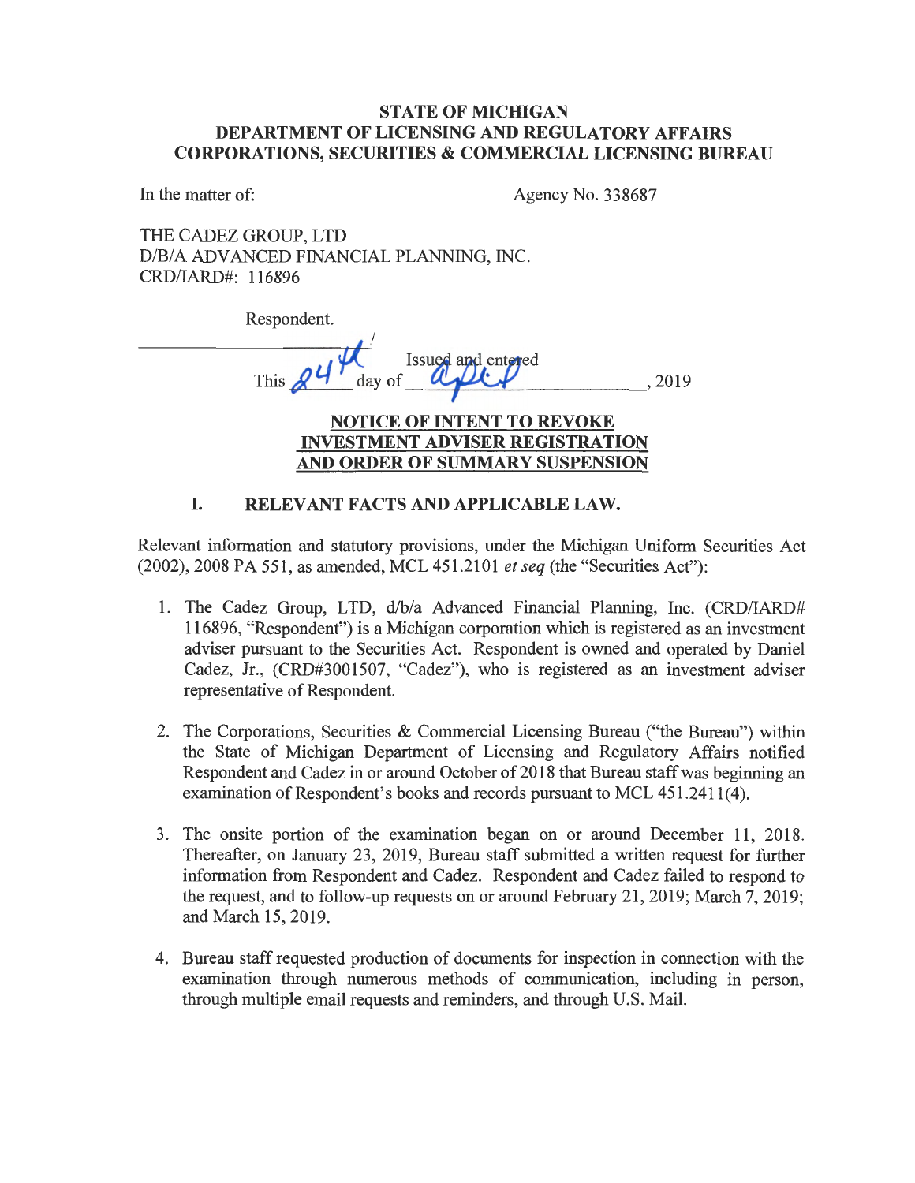**STATE OF MICHIGAN**
**DEPARTMENT OF LICENSING AND REGULATORY AFFAIRS**
**CORPORATIONS, SECURITIES & COMMERCIAL LICENSING BUREAU**

In the matter of: Agency No. 338687

THE CADEZ GROUP, LTD
D/B/A ADVANCED FINANCIAL PLANNING, INC.
CRD/IARD#: 116896

Respondent.
_______________________/

Issued and entered
This 24th day of April, 2019

**NOTICE OF INTENT TO REVOKE INVESTMENT ADVISER REGISTRATION AND ORDER OF SUMMARY SUSPENSION**

## I. RELEVANT FACTS AND APPLICABLE LAW.

Relevant information and statutory provisions, under the Michigan Uniform Securities Act (2002), 2008 PA 551, as amended, MCL 451.2101 *et seq* (the "Securities Act"):

1. The Cadez Group, LTD, d/b/a Advanced Financial Planning, Inc. (CRD/IARD# 116896, "Respondent") is a Michigan corporation which is registered as an investment adviser pursuant to the Securities Act. Respondent is owned and operated by Daniel Cadez, Jr., (CRD#3001507, "Cadez"), who is registered as an investment adviser representative of Respondent.

2. The Corporations, Securities & Commercial Licensing Bureau ("the Bureau") within the State of Michigan Department of Licensing and Regulatory Affairs notified Respondent and Cadez in or around October of 2018 that Bureau staff was beginning an examination of Respondent's books and records pursuant to MCL 451.2411(4).

3. The onsite portion of the examination began on or around December 11, 2018. Thereafter, on January 23, 2019, Bureau staff submitted a written request for further information from Respondent and Cadez. Respondent and Cadez failed to respond to the request, and to follow-up requests on or around February 21, 2019; March 7, 2019; and March 15, 2019.

4. Bureau staff requested production of documents for inspection in connection with the examination through numerous methods of communication, including in person, through multiple email requests and reminders, and through U.S. Mail.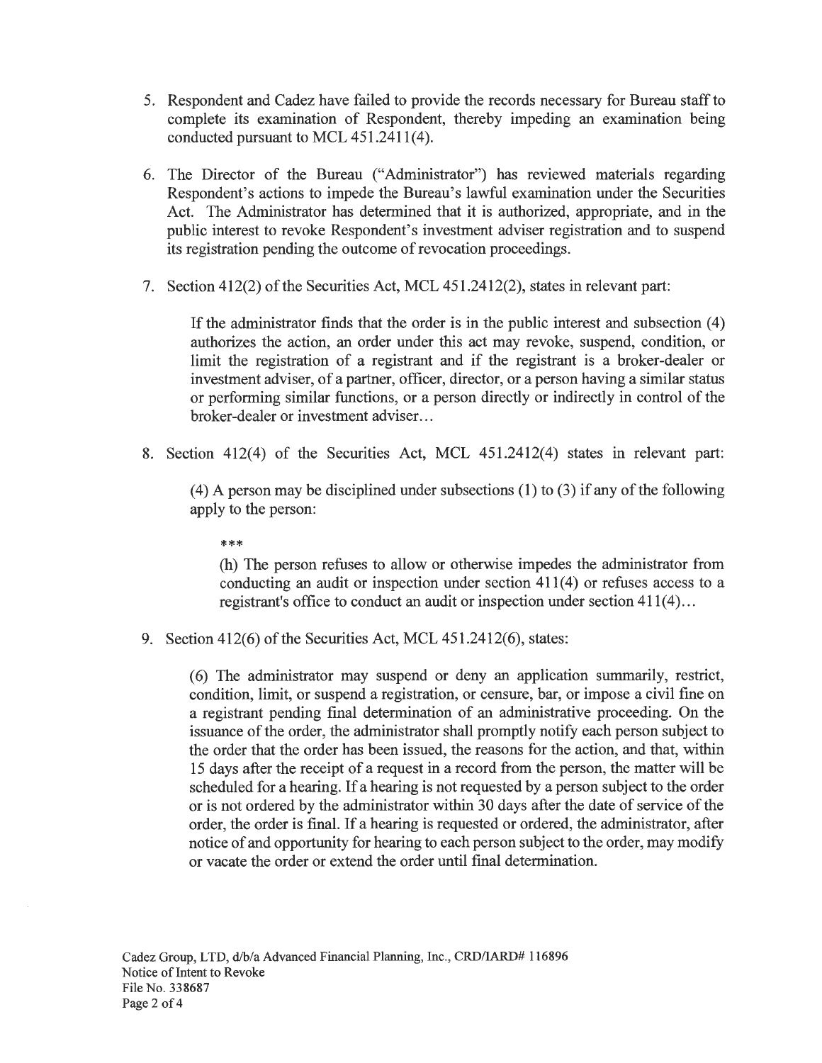5. Respondent and Cadez have failed to provide the records necessary for Bureau staff to complete its examination of Respondent, thereby impeding an examination being conducted pursuant to MCL 451.2411(4).

6. The Director of the Bureau ("Administrator") has reviewed materials regarding Respondent's actions to impede the Bureau's lawful examination under the Securities Act. The Administrator has determined that it is authorized, appropriate, and in the public interest to revoke Respondent's investment adviser registration and to suspend its registration pending the outcome of revocation proceedings.

7. Section 412(2) of the Securities Act, MCL 451.2412(2), states in relevant part:

   > If the administrator finds that the order is in the public interest and subsection (4) authorizes the action, an order under this act may revoke, suspend, condition, or limit the registration of a registrant and if the registrant is a broker-dealer or investment adviser, of a partner, officer, director, or a person having a similar status or performing similar functions, or a person directly or indirectly in control of the broker-dealer or investment adviser...

8. Section 412(4) of the Securities Act, MCL 451.2412(4) states in relevant part:

   > (4) A person may be disciplined under subsections (1) to (3) if any of the following apply to the person:
   >
   > ***
   >
   > (h) The person refuses to allow or otherwise impedes the administrator from conducting an audit or inspection under section 411(4) or refuses access to a registrant's office to conduct an audit or inspection under section 411(4)...

9. Section 412(6) of the Securities Act, MCL 451.2412(6), states:

   > (6) The administrator may suspend or deny an application summarily, restrict, condition, limit, or suspend a registration, or censure, bar, or impose a civil fine on a registrant pending final determination of an administrative proceeding. On the issuance of the order, the administrator shall promptly notify each person subject to the order that the order has been issued, the reasons for the action, and that, within 15 days after the receipt of a request in a record from the person, the matter will be scheduled for a hearing. If a hearing is not requested by a person subject to the order or is not ordered by the administrator within 30 days after the date of service of the order, the order is final. If a hearing is requested or ordered, the administrator, after notice of and opportunity for hearing to each person subject to the order, may modify or vacate the order or extend the order until final determination.

Cadez Group, LTD, d/b/a Advanced Financial Planning, Inc., CRD/IARD# 116896
Notice of Intent to Revoke
File No. 338687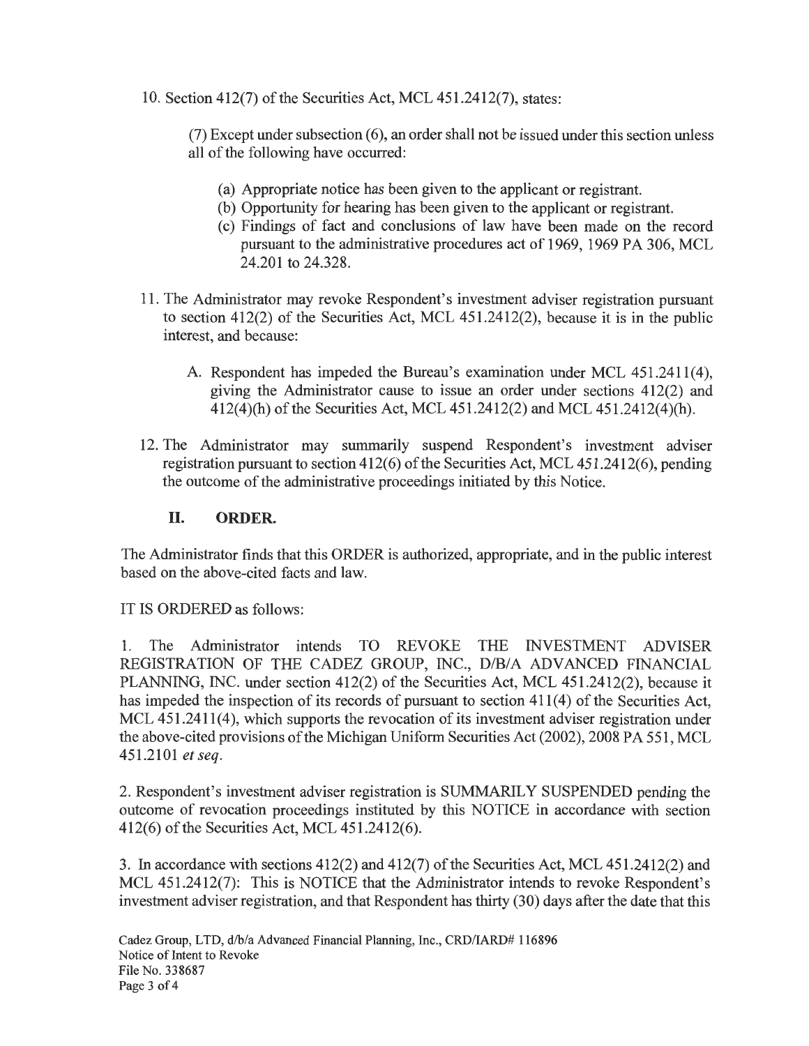10. Section 412(7) of the Securities Act, MCL 451.2412(7), states:

    (7) Except under subsection (6), an order shall not be issued under this section unless all of the following have occurred:

    (a) Appropriate notice has been given to the applicant or registrant.
    (b) Opportunity for hearing has been given to the applicant or registrant.
    (c) Findings of fact and conclusions of law have been made on the record pursuant to the administrative procedures act of 1969, 1969 PA 306, MCL 24.201 to 24.328.

11. The Administrator may revoke Respondent's investment adviser registration pursuant to section 412(2) of the Securities Act, MCL 451.2412(2), because it is in the public interest, and because:

    A. Respondent has impeded the Bureau's examination under MCL 451.2411(4), giving the Administrator cause to issue an order under sections 412(2) and 412(4)(h) of the Securities Act, MCL 451.2412(2) and MCL 451.2412(4)(h).

12. The Administrator may summarily suspend Respondent's investment adviser registration pursuant to section 412(6) of the Securities Act, MCL 451.2412(6), pending the outcome of the administrative proceedings initiated by this Notice.

## II. ORDER.

The Administrator finds that this ORDER is authorized, appropriate, and in the public interest based on the above-cited facts and law.

IT IS ORDERED as follows:

1. The Administrator intends TO REVOKE THE INVESTMENT ADVISER REGISTRATION OF THE CADEZ GROUP, INC., D/B/A ADVANCED FINANCIAL PLANNING, INC. under section 412(2) of the Securities Act, MCL 451.2412(2), because it has impeded the inspection of its records of pursuant to section 411(4) of the Securities Act, MCL 451.2411(4), which supports the revocation of its investment adviser registration under the above-cited provisions of the Michigan Uniform Securities Act (2002), 2008 PA 551, MCL 451.2101 *et seq*.

2. Respondent's investment adviser registration is SUMMARILY SUSPENDED pending the outcome of revocation proceedings instituted by this NOTICE in accordance with section 412(6) of the Securities Act, MCL 451.2412(6).

3. In accordance with sections 412(2) and 412(7) of the Securities Act, MCL 451.2412(2) and MCL 451.2412(7): This is NOTICE that the Administrator intends to revoke Respondent's investment adviser registration, and that Respondent has thirty (30) days after the date that this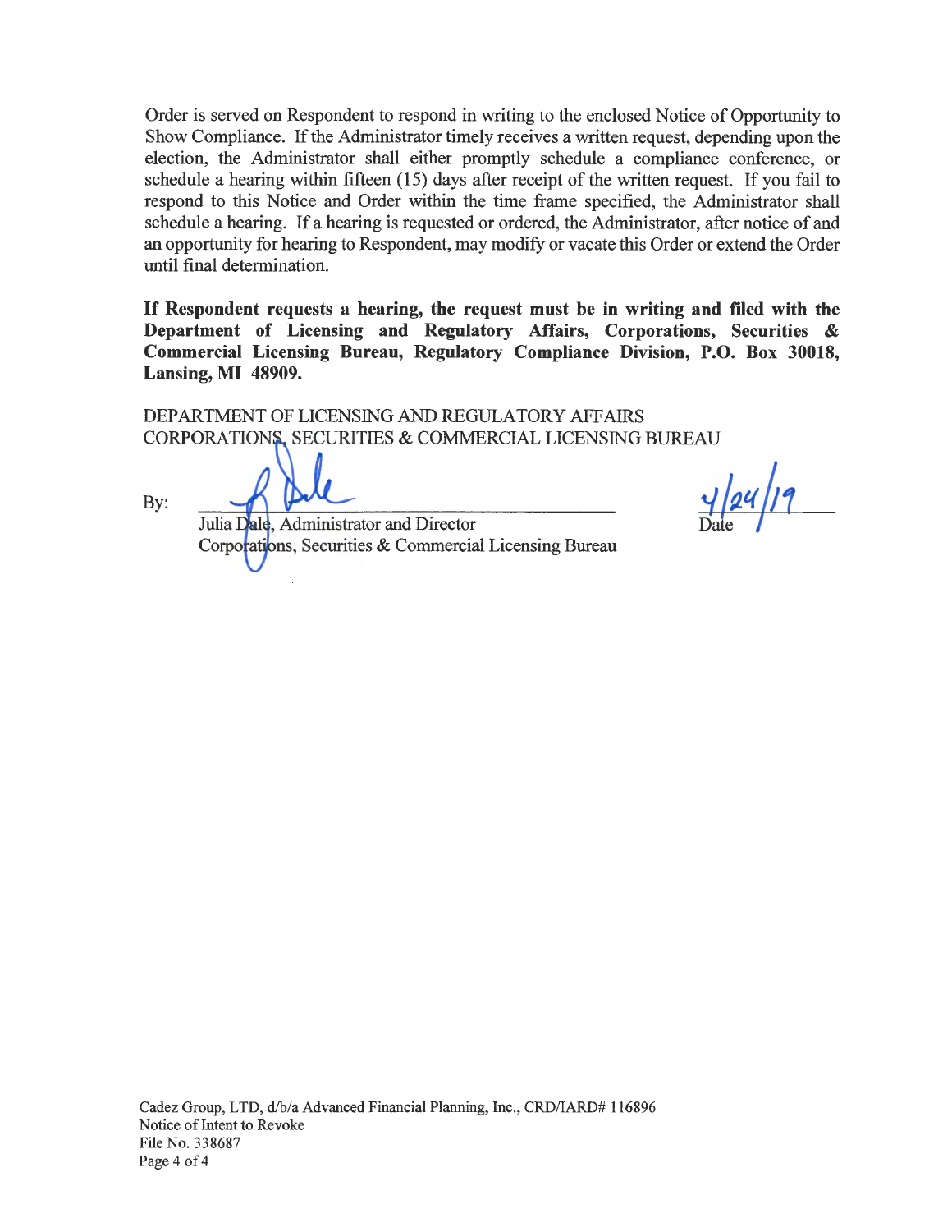Order is served on Respondent to respond in writing to the enclosed Notice of Opportunity to Show Compliance. If the Administrator timely receives a written request, depending upon the election, the Administrator shall either promptly schedule a compliance conference, or schedule a hearing within fifteen (15) days after receipt of the written request. If you fail to respond to this Notice and Order within the time frame specified, the Administrator shall schedule a hearing. If a hearing is requested or ordered, the Administrator, after notice of and an opportunity for hearing to Respondent, may modify or vacate this Order or extend the Order until final determination.

**If Respondent requests a hearing, the request must be in writing and filed with the Department of Licensing and Regulatory Affairs, Corporations, Securities & Commercial Licensing Bureau, Regulatory Compliance Division, P.O. Box 30018, Lansing, MI 48909.**

DEPARTMENT OF LICENSING AND REGULATORY AFFAIRS
CORPORATIONS, SECURITIES & COMMERCIAL LICENSING BUREAU

By: _______________________________ 4/24/19
Julia Dale, Administrator and Director
Corporations, Securities & Commercial Licensing Bureau
Date

Cadez Group, LTD, d/b/a Advanced Financial Planning, Inc., CRD/IARD# 116896
Notice of Intent to Revoke
File No. 338687